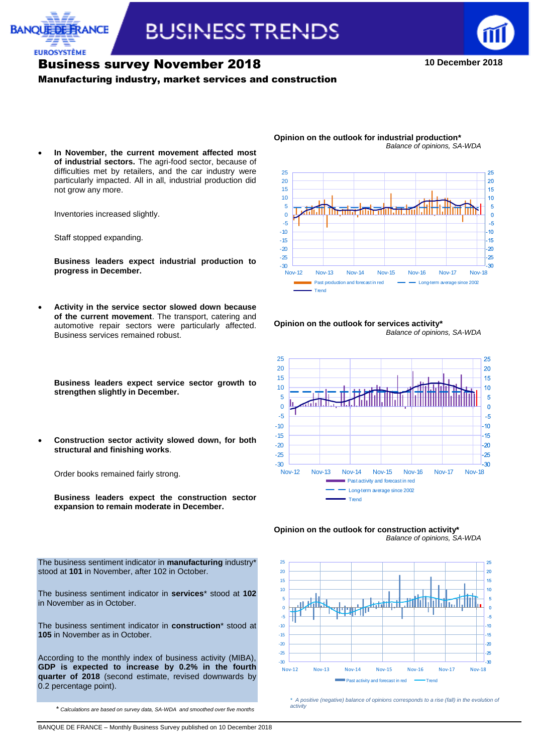# Business survey November 2018

10 December 2018

## Manufacturing industry, market services and construction

- **In November, the current movement affected most of industrial sectors.** The agri-food sector, because of difficulties met by retailers, and the car industry were particularly impacted. All in all, industrial production did not grow any more.

  Inventories increased slightly.

  Staff stopped expanding.

  **Business leaders expect industrial production to progress in December.**

- **Activity in the service sector slowed down because of the current movement**. The transport, catering and automotive repair sectors were particularly affected. Business services remained robust.

  **Business leaders expect service sector growth to strengthen slightly in December.**

- **Construction sector activity slowed down, for both structural and finishing works**.

  Order books remained fairly strong.

  **Business leaders expect the construction sector expansion to remain moderate in December.**

**Opinion on the outlook for industrial production***

*Balance of opinions, SA-WDA*

**Opinion on the outlook for services activity***

*Balance of opinions, SA-WDA*

**Opinion on the outlook for construction activity***

*Balance of opinions, SA-WDA*

*\* A positive (negative) balance of opinions corresponds to a rise (fall) in the evolution of activity*

The business sentiment indicator in **manufacturing** industry* stood at **101** in November, after 102 in October.

The business sentiment indicator in **services*** stood at **102** in November as in October.

The business sentiment indicator in **construction*** stood at **105** in November as in October.

According to the monthly index of business activity (MIBA), **GDP is expected to increase by 0.2% in the fourth quarter of 2018** (second estimate, revised downwards by 0.2 percentage point).

*\* Calculations are based on survey data, SA-WDA and smoothed over five months*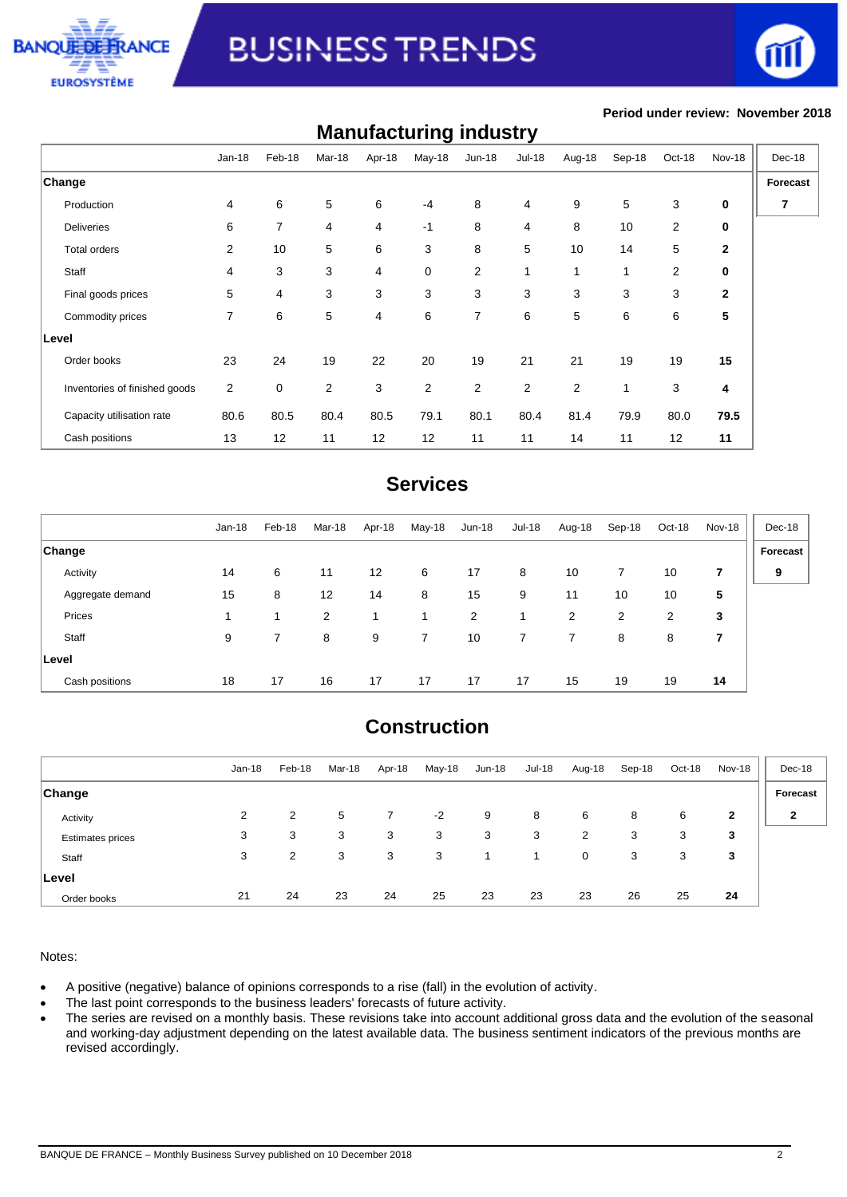Period under review: November 2018

## Manufacturing industry

| | Jan-18 | Feb-18 | Mar-18 | Apr-18 | May-18 | Jun-18 | Jul-18 | Aug-18 | Sep-18 | Oct-18 | Nov-18 | Dec-18 |
|---|---|---|---|---|---|---|---|---|---|---|---|---|
| **Change** | | | | | | | | | | | | **Forecast** |
| Production | 4 | 6 | 5 | 6 | -4 | 8 | 4 | 9 | 5 | 3 | **0** | **7** |
| Deliveries | 6 | 7 | 4 | 4 | -1 | 8 | 4 | 8 | 10 | 2 | **0** | |
| Total orders | 2 | 10 | 5 | 6 | 3 | 8 | 5 | 10 | 14 | 5 | **2** | |
| Staff | 4 | 3 | 3 | 4 | 0 | 2 | 1 | 1 | 1 | 2 | **0** | |
| Final goods prices | 5 | 4 | 3 | 3 | 3 | 3 | 3 | 3 | 3 | 3 | **2** | |
| Commodity prices | 7 | 6 | 5 | 4 | 6 | 7 | 6 | 5 | 6 | 6 | **5** | |
| **Level** | | | | | | | | | | | | |
| Order books | 23 | 24 | 19 | 22 | 20 | 19 | 21 | 21 | 19 | 19 | **15** | |
| Inventories of finished goods | 2 | 0 | 2 | 3 | 2 | 2 | 2 | 2 | 1 | 3 | **4** | |
| Capacity utilisation rate | 80.6 | 80.5 | 80.4 | 80.5 | 79.1 | 80.1 | 80.4 | 81.4 | 79.9 | 80.0 | **79.5** | |
| Cash positions | 13 | 12 | 11 | 12 | 12 | 11 | 11 | 14 | 11 | 12 | **11** | |

## Services

| | Jan-18 | Feb-18 | Mar-18 | Apr-18 | May-18 | Jun-18 | Jul-18 | Aug-18 | Sep-18 | Oct-18 | Nov-18 | Dec-18 |
|---|---|---|---|---|---|---|---|---|---|---|---|---|
| **Change** | | | | | | | | | | | | **Forecast** |
| Activity | 14 | 6 | 11 | 12 | 6 | 17 | 8 | 10 | 7 | 10 | **7** | **9** |
| Aggregate demand | 15 | 8 | 12 | 14 | 8 | 15 | 9 | 11 | 10 | 10 | **5** | |
| Prices | 1 | 1 | 2 | 1 | 1 | 2 | 1 | 2 | 2 | 2 | **3** | |
| Staff | 9 | 7 | 8 | 9 | 7 | 10 | 7 | 7 | 8 | 8 | **7** | |
| **Level** | | | | | | | | | | | | |
| Cash positions | 18 | 17 | 16 | 17 | 17 | 17 | 17 | 15 | 19 | 19 | **14** | |

## Construction

| | Jan-18 | Feb-18 | Mar-18 | Apr-18 | May-18 | Jun-18 | Jul-18 | Aug-18 | Sep-18 | Oct-18 | Nov-18 | Dec-18 |
|---|---|---|---|---|---|---|---|---|---|---|---|---|
| **Change** | | | | | | | | | | | | **Forecast** |
| Activity | 2 | 2 | 5 | 7 | -2 | 9 | 8 | 6 | 8 | 6 | **2** | **2** |
| Estimates prices | 3 | 3 | 3 | 3 | 3 | 3 | 3 | 2 | 3 | 3 | **3** | |
| Staff | 3 | 2 | 3 | 3 | 3 | 1 | 1 | 0 | 3 | 3 | **3** | |
| **Level** | | | | | | | | | | | | |
| Order books | 21 | 24 | 23 | 24 | 25 | 23 | 23 | 23 | 26 | 25 | **24** | |

Notes:

- A positive (negative) balance of opinions corresponds to a rise (fall) in the evolution of activity.
- The last point corresponds to the business leaders' forecasts of future activity.
- The series are revised on a monthly basis. These revisions take into account additional gross data and the evolution of the seasonal and working-day adjustment depending on the latest available data. The business sentiment indicators of the previous months are revised accordingly.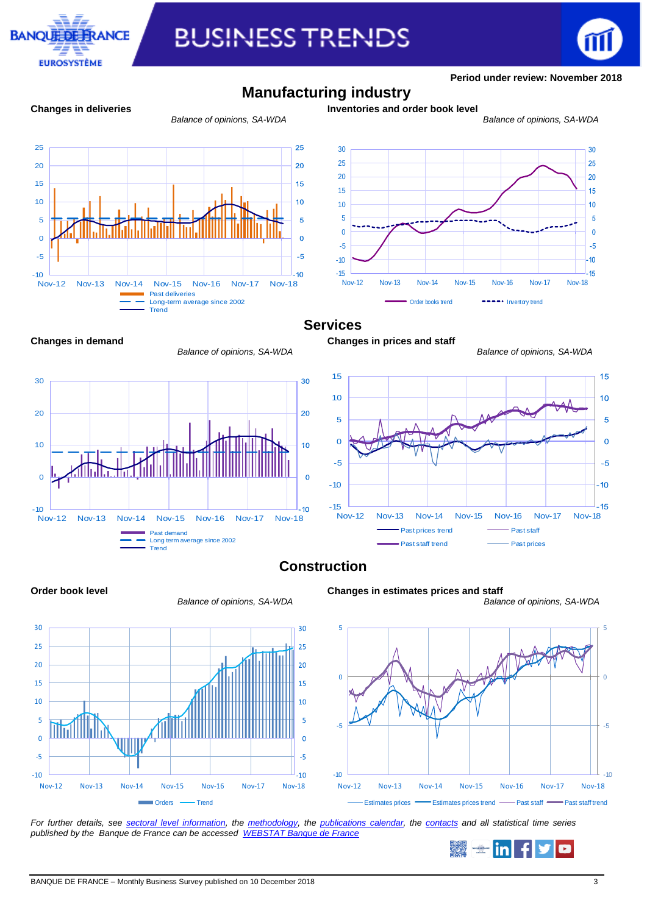BANQUE DE FRANCE
EUROSYSTÈME

# BUSINESS TRENDS

**Period under review: November 2018**

## Manufacturing industry

**Changes in deliveries**

*Balance of opinions, SA-WDA*

25
20
15
10
5
0
-5
-10

Nov-12 Nov-13 Nov-14 Nov-15 Nov-16 Nov-17 Nov-18

Past deliveries
Long-term average since 2002
Trend

**Inventories and order book level**

*Balance of opinions, SA-WDA*

30
25
20
15
10
5
0
-5
-10
-15

Nov-12 Nov-13 Nov-14 Nov-15 Nov-16 Nov-17 Nov-18

Order books trend
Inventory trend

## Services

**Changes in demand**

*Balance of opinions, SA-WDA*

30
20
10
0
-10

Nov-12 Nov-13 Nov-14 Nov-15 Nov-16 Nov-17 Nov-18

Past demand
Long term average since 2002
Trend

**Changes in prices and staff**

*Balance of opinions, SA-WDA*

15
10
5
0
-5
-10
-15

Nov-12 Nov-13 Nov-14 Nov-15 Nov-16 Nov-17 Nov-18

Past prices trend
Past staff
Past staff trend
Past prices

## Construction

**Order book level**

*Balance of opinions, SA-WDA*

30
25
20
15
10
5
0
-5
-10

Nov-12 Nov-13 Nov-14 Nov-15 Nov-16 Nov-17 Nov-18

Orders
Trend

**Changes in estimates prices and staff**

*Balance of opinions, SA-WDA*

5
0
-5
-10

Nov-12 Nov-13 Nov-14 Nov-15 Nov-16 Nov-17 Nov-18

Estimates prices
Estimates prices trend
Past staff
Past staff trend

*For further details, see [sectoral level information](), the [methodology](), the [publications calendar](), the [contacts]() and all statistical time series published by the Banque de France can be accessed [WEBSTAT Banque de France]()*

BANQUE DE FRANCE – Monthly Business Survey published on 10 December 2018